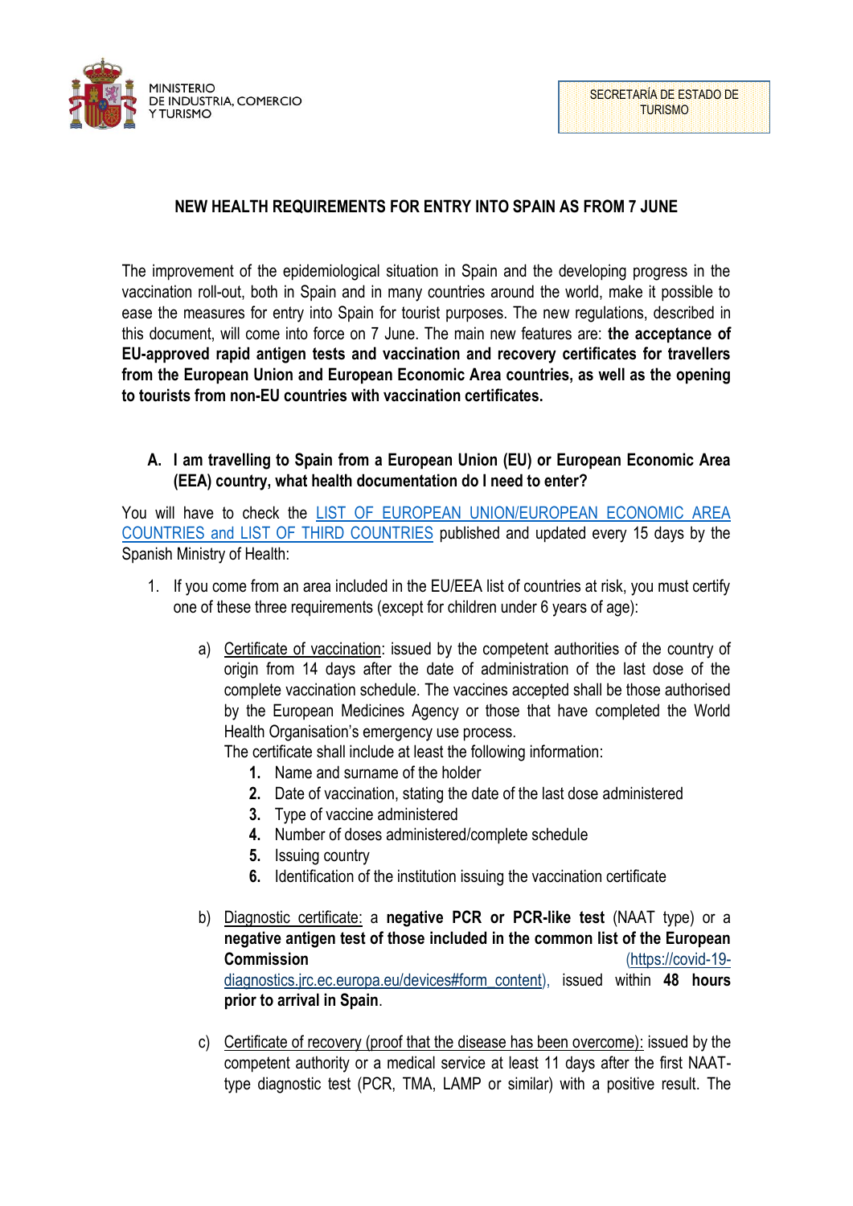MINISTERIO
DE INDUSTRIA, COMERCIO
Y TURISMO

SECRETARÍA DE ESTADO DE TURISMO

# NEW HEALTH REQUIREMENTS FOR ENTRY INTO SPAIN AS FROM 7 JUNE

The improvement of the epidemiological situation in Spain and the developing progress in the vaccination roll-out, both in Spain and in many countries around the world, make it possible to ease the measures for entry into Spain for tourist purposes. The new regulations, described in this document, will come into force on 7 June. The main new features are: **the acceptance of EU-approved rapid antigen tests and vaccination and recovery certificates for travellers from the European Union and European Economic Area countries, as well as the opening to tourists from non-EU countries with vaccination certificates.**

## A. I am travelling to Spain from a European Union (EU) or European Economic Area (EEA) country, what health documentation do I need to enter?

You will have to check the LIST OF EUROPEAN UNION/EUROPEAN ECONOMIC AREA COUNTRIES and LIST OF THIRD COUNTRIES published and updated every 15 days by the Spanish Ministry of Health:

1. If you come from an area included in the EU/EEA list of countries at risk, you must certify one of these three requirements (except for children under 6 years of age):

   a) Certificate of vaccination: issued by the competent authorities of the country of origin from 14 days after the date of administration of the last dose of the complete vaccination schedule. The vaccines accepted shall be those authorised by the European Medicines Agency or those that have completed the World Health Organisation's emergency use process.
   The certificate shall include at least the following information:
      1. Name and surname of the holder
      2. Date of vaccination, stating the date of the last dose administered
      3. Type of vaccine administered
      4. Number of doses administered/complete schedule
      5. Issuing country
      6. Identification of the institution issuing the vaccination certificate

   b) Diagnostic certificate: a **negative PCR or PCR-like test** (NAAT type) or a **negative antigen test of those included in the common list of the European Commission** (https://covid-19-diagnostics.jrc.ec.europa.eu/devices#form_content), issued within **48 hours prior to arrival in Spain**.

   c) Certificate of recovery (proof that the disease has been overcome): issued by the competent authority or a medical service at least 11 days after the first NAAT-type diagnostic test (PCR, TMA, LAMP or similar) with a positive result. The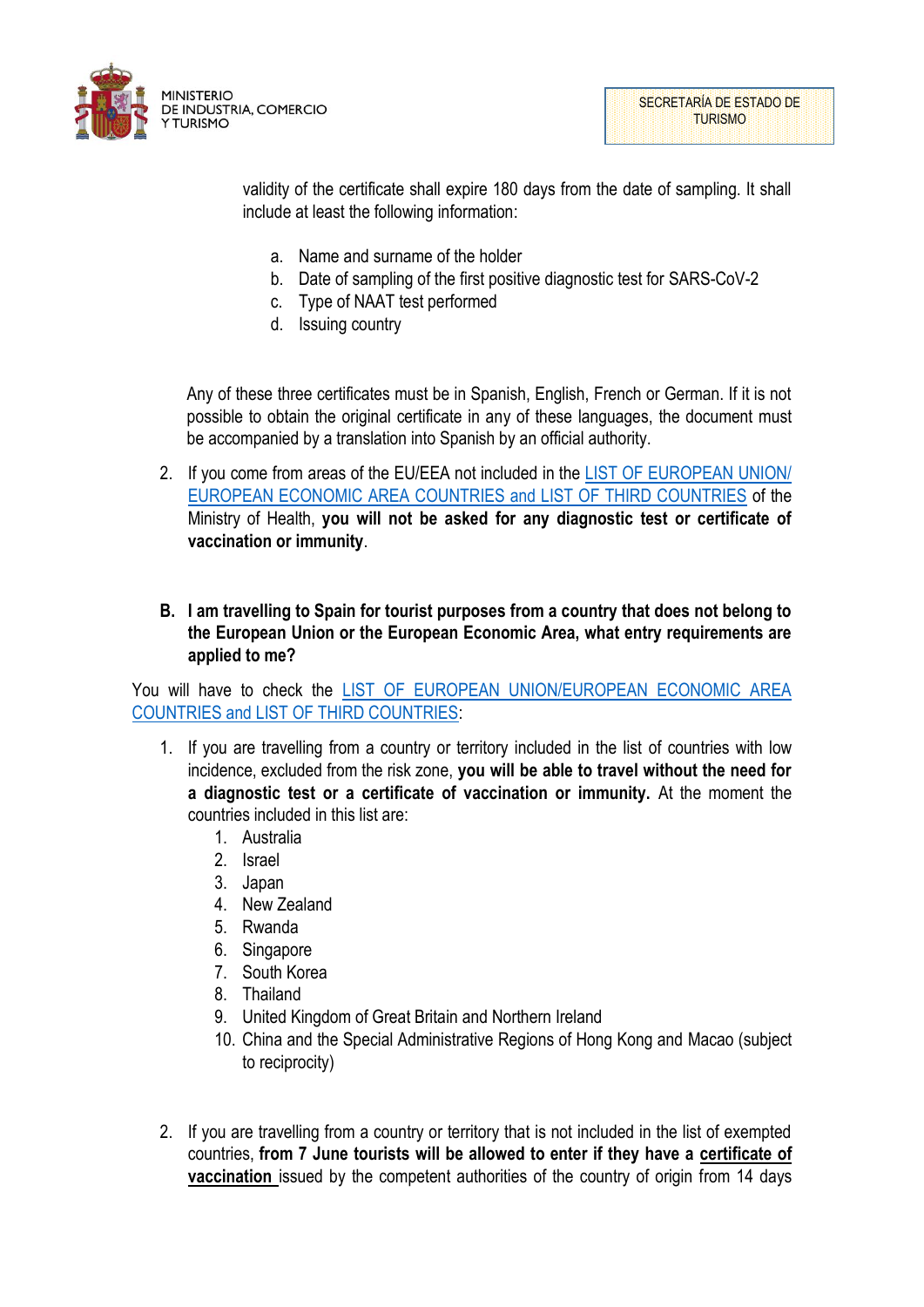validity of the certificate shall expire 180 days from the date of sampling. It shall include at least the following information:

a. Name and surname of the holder
b. Date of sampling of the first positive diagnostic test for SARS-CoV-2
c. Type of NAAT test performed
d. Issuing country

Any of these three certificates must be in Spanish, English, French or German. If it is not possible to obtain the original certificate in any of these languages, the document must be accompanied by a translation into Spanish by an official authority.

2. If you come from areas of the EU/EEA not included in the LIST OF EUROPEAN UNION/ EUROPEAN ECONOMIC AREA COUNTRIES and LIST OF THIRD COUNTRIES of the Ministry of Health, **you will not be asked for any diagnostic test or certificate of vaccination or immunity**.

**B. I am travelling to Spain for tourist purposes from a country that does not belong to the European Union or the European Economic Area, what entry requirements are applied to me?**

You will have to check the LIST OF EUROPEAN UNION/EUROPEAN ECONOMIC AREA COUNTRIES and LIST OF THIRD COUNTRIES:

1. If you are travelling from a country or territory included in the list of countries with low incidence, excluded from the risk zone, **you will be able to travel without the need for a diagnostic test or a certificate of vaccination or immunity.** At the moment the countries included in this list are:
   1. Australia
   2. Israel
   3. Japan
   4. New Zealand
   5. Rwanda
   6. Singapore
   7. South Korea
   8. Thailand
   9. United Kingdom of Great Britain and Northern Ireland
   10. China and the Special Administrative Regions of Hong Kong and Macao (subject to reciprocity)

2. If you are travelling from a country or territory that is not included in the list of exempted countries, **from 7 June tourists will be allowed to enter if they have a certificate of vaccination** issued by the competent authorities of the country of origin from 14 days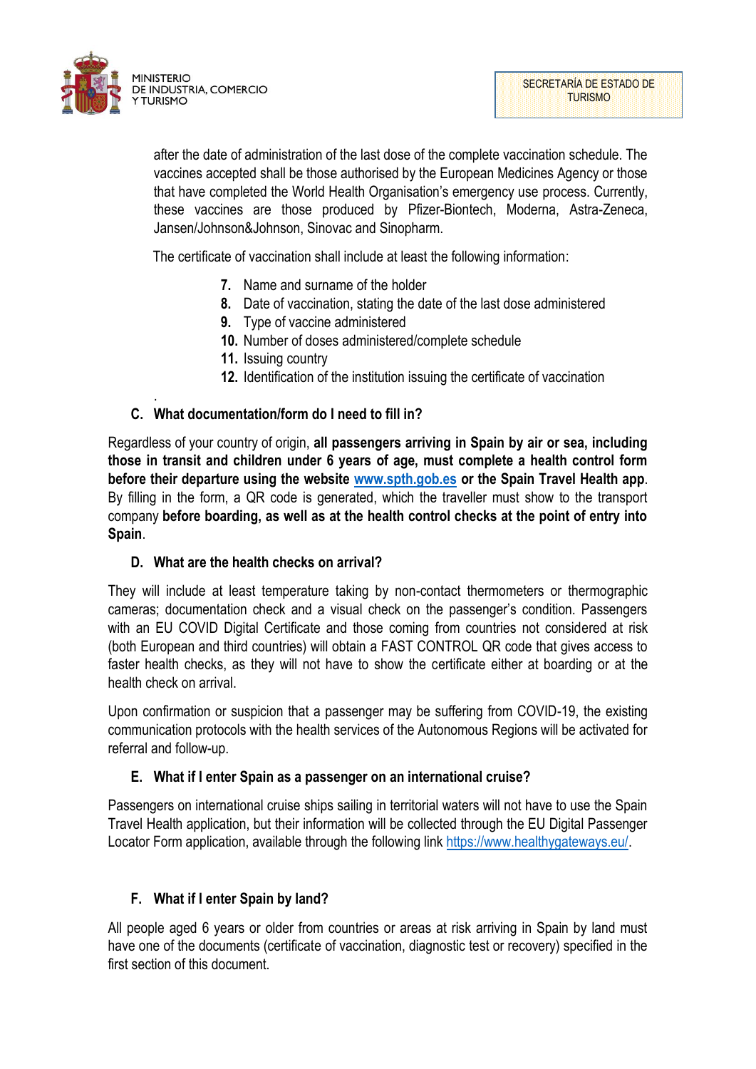after the date of administration of the last dose of the complete vaccination schedule. The vaccines accepted shall be those authorised by the European Medicines Agency or those that have completed the World Health Organisation's emergency use process. Currently, these vaccines are those produced by Pfizer-Biontech, Moderna, Astra-Zeneca, Jansen/Johnson&Johnson, Sinovac and Sinopharm.

The certificate of vaccination shall include at least the following information:

7. Name and surname of the holder
8. Date of vaccination, stating the date of the last dose administered
9. Type of vaccine administered
10. Number of doses administered/complete schedule
11. Issuing country
12. Identification of the institution issuing the certificate of vaccination

### C. What documentation/form do I need to fill in?

Regardless of your country of origin, **all passengers arriving in Spain by air or sea, including those in transit and children under 6 years of age, must complete a health control form before their departure using the website [www.spth.gob.es](www.spth.gob.es) or the Spain Travel Health app**. By filling in the form, a QR code is generated, which the traveller must show to the transport company **before boarding, as well as at the health control checks at the point of entry into Spain**.

### D. What are the health checks on arrival?

They will include at least temperature taking by non-contact thermometers or thermographic cameras; documentation check and a visual check on the passenger's condition. Passengers with an EU COVID Digital Certificate and those coming from countries not considered at risk (both European and third countries) will obtain a FAST CONTROL QR code that gives access to faster health checks, as they will not have to show the certificate either at boarding or at the health check on arrival.

Upon confirmation or suspicion that a passenger may be suffering from COVID-19, the existing communication protocols with the health services of the Autonomous Regions will be activated for referral and follow-up.

### E. What if I enter Spain as a passenger on an international cruise?

Passengers on international cruise ships sailing in territorial waters will not have to use the Spain Travel Health application, but their information will be collected through the EU Digital Passenger Locator Form application, available through the following link [https://www.healthygateways.eu/](https://www.healthygateways.eu/).

### F. What if I enter Spain by land?

All people aged 6 years or older from countries or areas at risk arriving in Spain by land must have one of the documents (certificate of vaccination, diagnostic test or recovery) specified in the first section of this document.